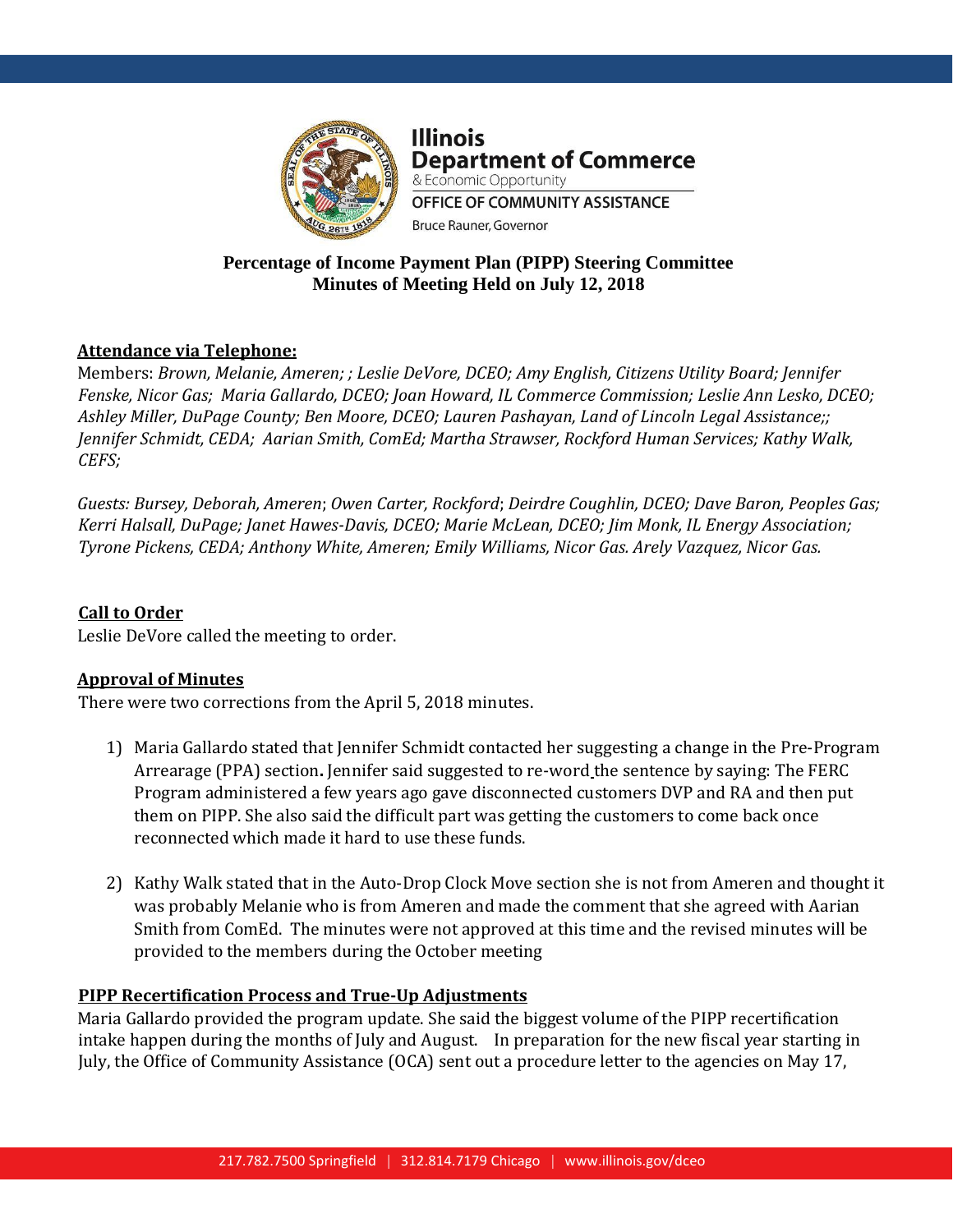Illinois
Department of Commerce
& Economic Opportunity
OFFICE OF COMMUNITY ASSISTANCE
Bruce Rauner, Governor

**Percentage of Income Payment Plan (PIPP) Steering Committee**
**Minutes of Meeting Held on July 12, 2018**

**Attendance via Telephone:**

Members: *Brown, Melanie, Ameren; ; Leslie DeVore, DCEO; Amy English, Citizens Utility Board; Jennifer Fenske, Nicor Gas; Maria Gallardo, DCEO; Joan Howard, IL Commerce Commission; Leslie Ann Lesko, DCEO; Ashley Miller, DuPage County; Ben Moore, DCEO; Lauren Pashayan, Land of Lincoln Legal Assistance;; Jennifer Schmidt, CEDA; Aarian Smith, ComEd; Martha Strawser, Rockford Human Services; Kathy Walk, CEFS;*

*Guests: Bursey, Deborah, Ameren*; *Owen Carter, Rockford*; *Deirdre Coughlin, DCEO; Dave Baron, Peoples Gas; Kerri Halsall, DuPage; Janet Hawes-Davis, DCEO; Marie McLean, DCEO; Jim Monk, IL Energy Association; Tyrone Pickens, CEDA; Anthony White, Ameren; Emily Williams, Nicor Gas. Arely Vazquez, Nicor Gas.*

**Call to Order**

Leslie DeVore called the meeting to order.

**Approval of Minutes**

There were two corrections from the April 5, 2018 minutes.

1) Maria Gallardo stated that Jennifer Schmidt contacted her suggesting a change in the Pre-Program Arrearage (PPA) section**.** Jennifer said suggested to re-word the sentence by saying: The FERC Program administered a few years ago gave disconnected customers DVP and RA and then put them on PIPP. She also said the difficult part was getting the customers to come back once reconnected which made it hard to use these funds.

2) Kathy Walk stated that in the Auto-Drop Clock Move section she is not from Ameren and thought it was probably Melanie who is from Ameren and made the comment that she agreed with Aarian Smith from ComEd. The minutes were not approved at this time and the revised minutes will be provided to the members during the October meeting

**PIPP Recertification Process and True-Up Adjustments**

Maria Gallardo provided the program update. She said the biggest volume of the PIPP recertification intake happen during the months of July and August. In preparation for the new fiscal year starting in July, the Office of Community Assistance (OCA) sent out a procedure letter to the agencies on May 17,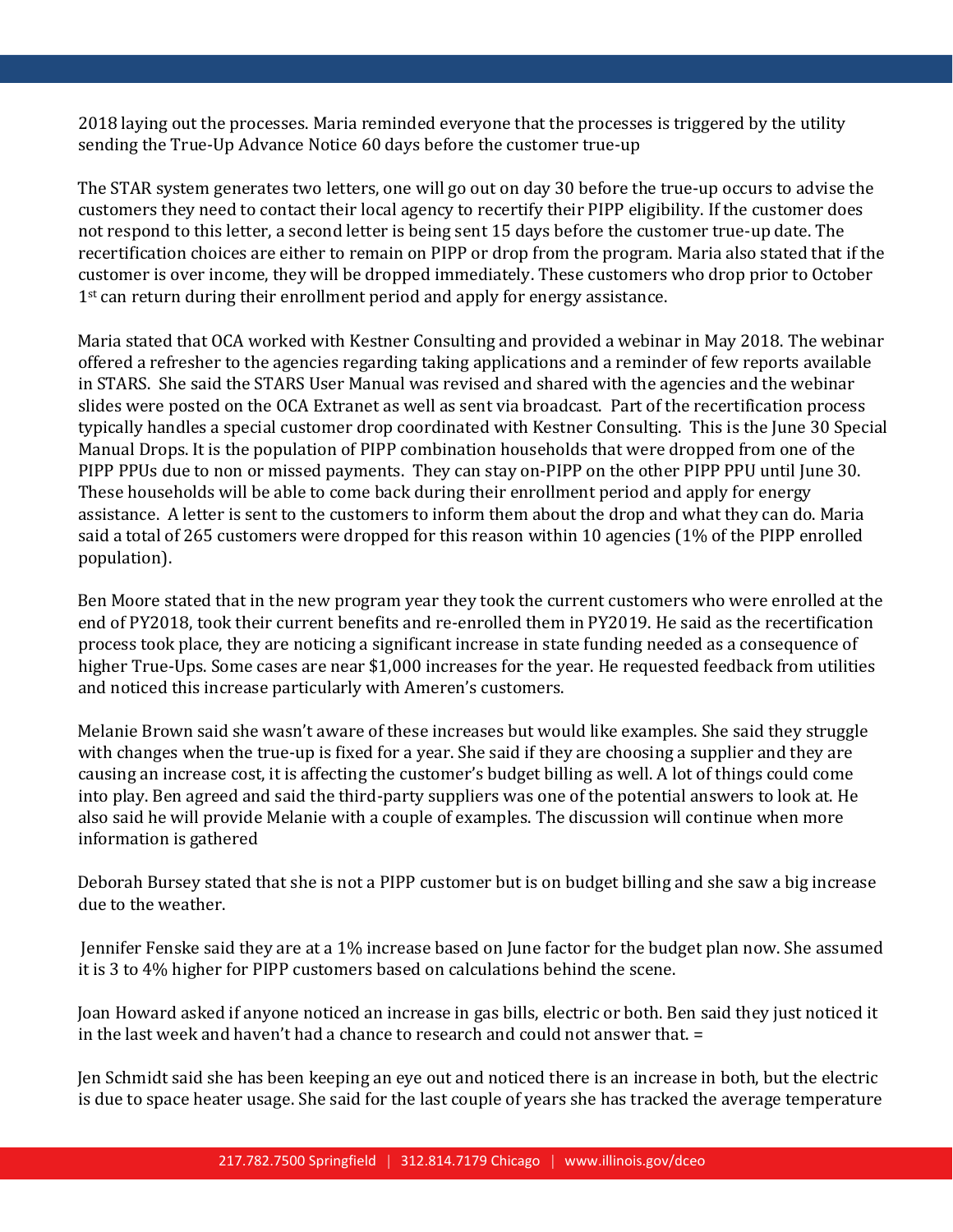2018 laying out the processes. Maria reminded everyone that the processes is triggered by the utility sending the True-Up Advance Notice 60 days before the customer true-up

The STAR system generates two letters, one will go out on day 30 before the true-up occurs to advise the customers they need to contact their local agency to recertify their PIPP eligibility. If the customer does not respond to this letter, a second letter is being sent 15 days before the customer true-up date. The recertification choices are either to remain on PIPP or drop from the program. Maria also stated that if the customer is over income, they will be dropped immediately. These customers who drop prior to October 1st can return during their enrollment period and apply for energy assistance.

Maria stated that OCA worked with Kestner Consulting and provided a webinar in May 2018. The webinar offered a refresher to the agencies regarding taking applications and a reminder of few reports available in STARS. She said the STARS User Manual was revised and shared with the agencies and the webinar slides were posted on the OCA Extranet as well as sent via broadcast. Part of the recertification process typically handles a special customer drop coordinated with Kestner Consulting. This is the June 30 Special Manual Drops. It is the population of PIPP combination households that were dropped from one of the PIPP PPUs due to non or missed payments. They can stay on-PIPP on the other PIPP PPU until June 30. These households will be able to come back during their enrollment period and apply for energy assistance. A letter is sent to the customers to inform them about the drop and what they can do. Maria said a total of 265 customers were dropped for this reason within 10 agencies (1% of the PIPP enrolled population).

Ben Moore stated that in the new program year they took the current customers who were enrolled at the end of PY2018, took their current benefits and re-enrolled them in PY2019. He said as the recertification process took place, they are noticing a significant increase in state funding needed as a consequence of higher True-Ups. Some cases are near $1,000 increases for the year. He requested feedback from utilities and noticed this increase particularly with Ameren's customers.

Melanie Brown said she wasn't aware of these increases but would like examples. She said they struggle with changes when the true-up is fixed for a year. She said if they are choosing a supplier and they are causing an increase cost, it is affecting the customer's budget billing as well. A lot of things could come into play. Ben agreed and said the third-party suppliers was one of the potential answers to look at. He also said he will provide Melanie with a couple of examples. The discussion will continue when more information is gathered

Deborah Bursey stated that she is not a PIPP customer but is on budget billing and she saw a big increase due to the weather.

Jennifer Fenske said they are at a 1% increase based on June factor for the budget plan now. She assumed it is 3 to 4% higher for PIPP customers based on calculations behind the scene.

Joan Howard asked if anyone noticed an increase in gas bills, electric or both. Ben said they just noticed it in the last week and haven't had a chance to research and could not answer that. =

Jen Schmidt said she has been keeping an eye out and noticed there is an increase in both, but the electric is due to space heater usage. She said for the last couple of years she has tracked the average temperature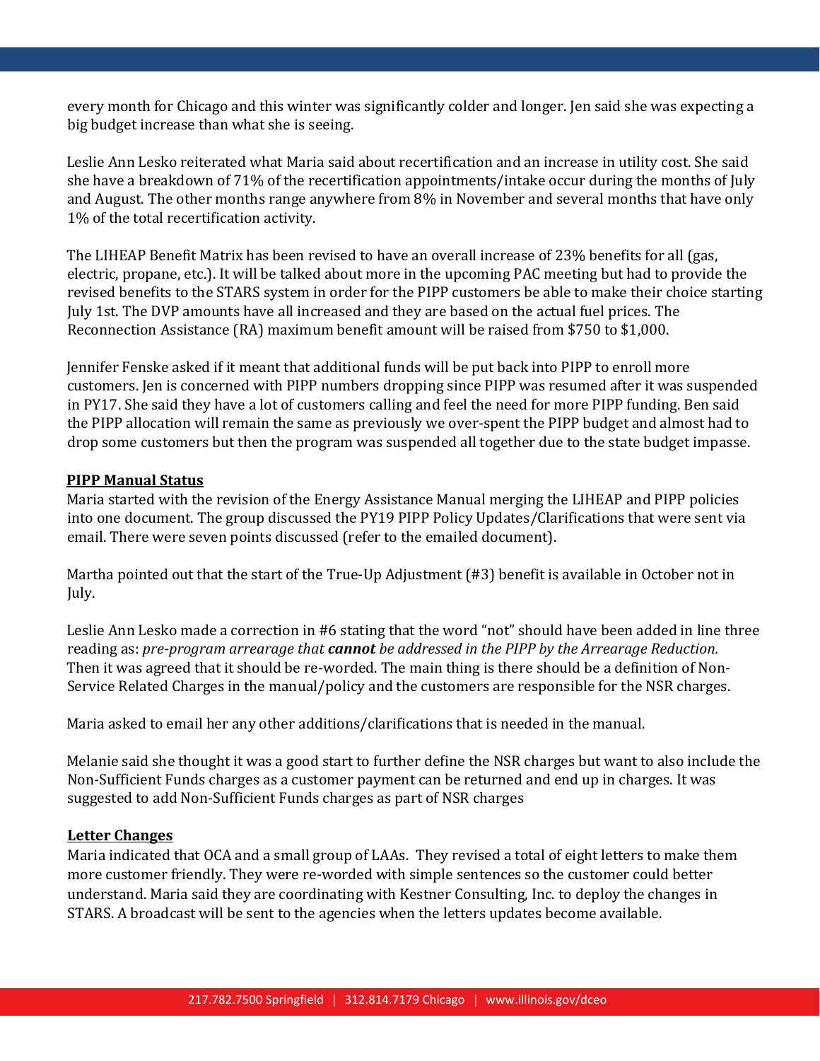every month for Chicago and this winter was significantly colder and longer. Jen said she was expecting a big budget increase than what she is seeing.

Leslie Ann Lesko reiterated what Maria said about recertification and an increase in utility cost. She said she have a breakdown of 71% of the recertification appointments/intake occur during the months of July and August. The other months range anywhere from 8% in November and several months that have only 1% of the total recertification activity.

The LIHEAP Benefit Matrix has been revised to have an overall increase of 23% benefits for all (gas, electric, propane, etc.). It will be talked about more in the upcoming PAC meeting but had to provide the revised benefits to the STARS system in order for the PIPP customers be able to make their choice starting July 1st. The DVP amounts have all increased and they are based on the actual fuel prices. The Reconnection Assistance (RA) maximum benefit amount will be raised from $750 to $1,000.

Jennifer Fenske asked if it meant that additional funds will be put back into PIPP to enroll more customers. Jen is concerned with PIPP numbers dropping since PIPP was resumed after it was suspended in PY17. She said they have a lot of customers calling and feel the need for more PIPP funding. Ben said the PIPP allocation will remain the same as previously we over-spent the PIPP budget and almost had to drop some customers but then the program was suspended all together due to the state budget impasse.

**PIPP Manual Status**

Maria started with the revision of the Energy Assistance Manual merging the LIHEAP and PIPP policies into one document. The group discussed the PY19 PIPP Policy Updates/Clarifications that were sent via email. There were seven points discussed (refer to the emailed document).

Martha pointed out that the start of the True-Up Adjustment (#3) benefit is available in October not in July.

Leslie Ann Lesko made a correction in #6 stating that the word "not" should have been added in line three reading as: *pre-program arrearage that **cannot** be addressed in the PIPP by the Arrearage Reduction.* Then it was agreed that it should be re-worded. The main thing is there should be a definition of Non-Service Related Charges in the manual/policy and the customers are responsible for the NSR charges.

Maria asked to email her any other additions/clarifications that is needed in the manual.

Melanie said she thought it was a good start to further define the NSR charges but want to also include the Non-Sufficient Funds charges as a customer payment can be returned and end up in charges. It was suggested to add Non-Sufficient Funds charges as part of NSR charges

**Letter Changes**

Maria indicated that OCA and a small group of LAAs. They revised a total of eight letters to make them more customer friendly. They were re-worded with simple sentences so the customer could better understand. Maria said they are coordinating with Kestner Consulting, Inc. to deploy the changes in STARS. A broadcast will be sent to the agencies when the letters updates become available.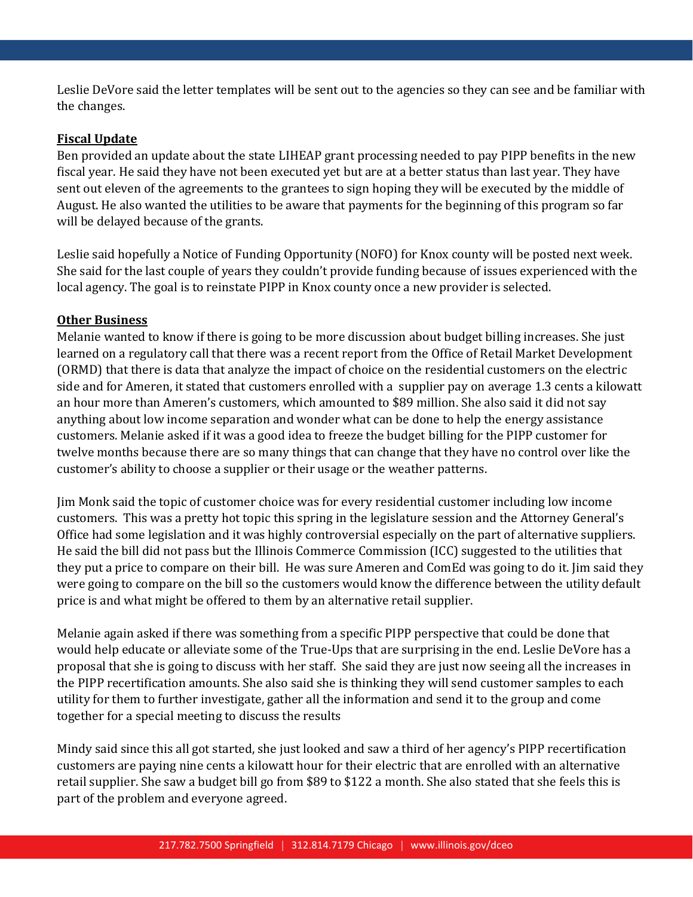Leslie DeVore said the letter templates will be sent out to the agencies so they can see and be familiar with the changes.

**Fiscal Update**

Ben provided an update about the state LIHEAP grant processing needed to pay PIPP benefits in the new fiscal year. He said they have not been executed yet but are at a better status than last year. They have sent out eleven of the agreements to the grantees to sign hoping they will be executed by the middle of August. He also wanted the utilities to be aware that payments for the beginning of this program so far will be delayed because of the grants.

Leslie said hopefully a Notice of Funding Opportunity (NOFO) for Knox county will be posted next week. She said for the last couple of years they couldn't provide funding because of issues experienced with the local agency. The goal is to reinstate PIPP in Knox county once a new provider is selected.

**Other Business**

Melanie wanted to know if there is going to be more discussion about budget billing increases. She just learned on a regulatory call that there was a recent report from the Office of Retail Market Development (ORMD) that there is data that analyze the impact of choice on the residential customers on the electric side and for Ameren, it stated that customers enrolled with a supplier pay on average 1.3 cents a kilowatt an hour more than Ameren's customers, which amounted to $89 million. She also said it did not say anything about low income separation and wonder what can be done to help the energy assistance customers. Melanie asked if it was a good idea to freeze the budget billing for the PIPP customer for twelve months because there are so many things that can change that they have no control over like the customer's ability to choose a supplier or their usage or the weather patterns.

Jim Monk said the topic of customer choice was for every residential customer including low income customers. This was a pretty hot topic this spring in the legislature session and the Attorney General's Office had some legislation and it was highly controversial especially on the part of alternative suppliers. He said the bill did not pass but the Illinois Commerce Commission (ICC) suggested to the utilities that they put a price to compare on their bill. He was sure Ameren and ComEd was going to do it. Jim said they were going to compare on the bill so the customers would know the difference between the utility default price is and what might be offered to them by an alternative retail supplier.

Melanie again asked if there was something from a specific PIPP perspective that could be done that would help educate or alleviate some of the True-Ups that are surprising in the end. Leslie DeVore has a proposal that she is going to discuss with her staff. She said they are just now seeing all the increases in the PIPP recertification amounts. She also said she is thinking they will send customer samples to each utility for them to further investigate, gather all the information and send it to the group and come together for a special meeting to discuss the results

Mindy said since this all got started, she just looked and saw a third of her agency's PIPP recertification customers are paying nine cents a kilowatt hour for their electric that are enrolled with an alternative retail supplier. She saw a budget bill go from $89 to $122 a month. She also stated that she feels this is part of the problem and everyone agreed.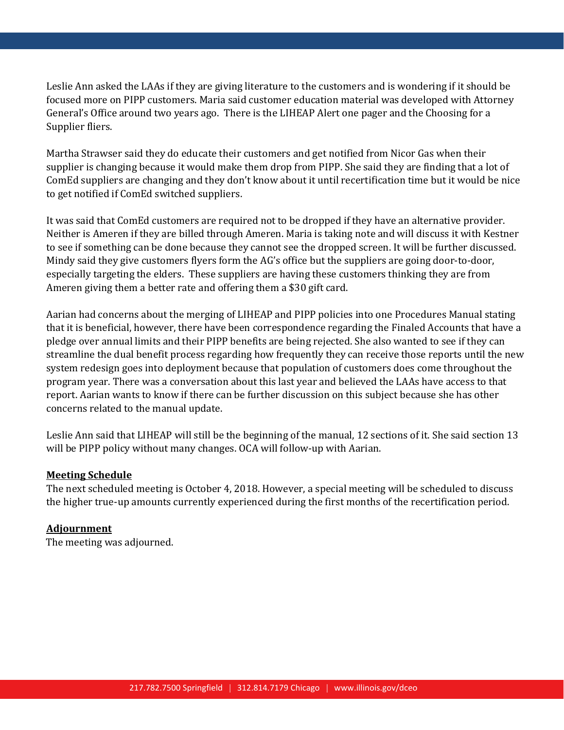Leslie Ann asked the LAAs if they are giving literature to the customers and is wondering if it should be focused more on PIPP customers. Maria said customer education material was developed with Attorney General's Office around two years ago. There is the LIHEAP Alert one pager and the Choosing for a Supplier fliers.

Martha Strawser said they do educate their customers and get notified from Nicor Gas when their supplier is changing because it would make them drop from PIPP. She said they are finding that a lot of ComEd suppliers are changing and they don't know about it until recertification time but it would be nice to get notified if ComEd switched suppliers.

It was said that ComEd customers are required not to be dropped if they have an alternative provider. Neither is Ameren if they are billed through Ameren. Maria is taking note and will discuss it with Kestner to see if something can be done because they cannot see the dropped screen. It will be further discussed. Mindy said they give customers flyers form the AG's office but the suppliers are going door-to-door, especially targeting the elders. These suppliers are having these customers thinking they are from Ameren giving them a better rate and offering them a $30 gift card.

Aarian had concerns about the merging of LIHEAP and PIPP policies into one Procedures Manual stating that it is beneficial, however, there have been correspondence regarding the Finaled Accounts that have a pledge over annual limits and their PIPP benefits are being rejected. She also wanted to see if they can streamline the dual benefit process regarding how frequently they can receive those reports until the new system redesign goes into deployment because that population of customers does come throughout the program year. There was a conversation about this last year and believed the LAAs have access to that report. Aarian wants to know if there can be further discussion on this subject because she has other concerns related to the manual update.

Leslie Ann said that LIHEAP will still be the beginning of the manual, 12 sections of it. She said section 13 will be PIPP policy without many changes. OCA will follow-up with Aarian.

**Meeting Schedule**

The next scheduled meeting is October 4, 2018. However, a special meeting will be scheduled to discuss the higher true-up amounts currently experienced during the first months of the recertification period.

**Adjournment**

The meeting was adjourned.